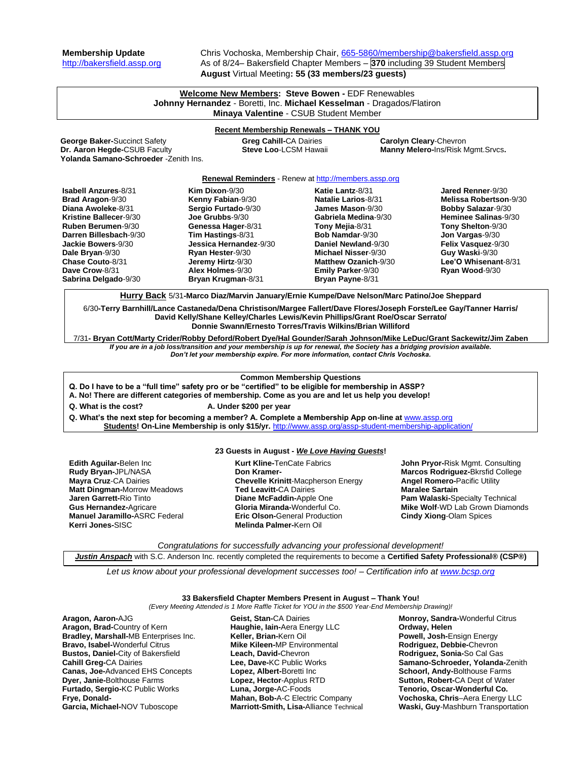**Membership Update**
http://bakersfield.assp.org

Chris Vochoska, Membership Chair, 665-5860/membership@bakersfield.assp.org
As of 8/24– Bakersfield Chapter Members – **370 including 39 Student Members**
**August** Virtual Meeting**: 55 (33 members/23 guests)**

**Welcome New Members**: **Steve Bowen -** EDF Renewables
**Johnny Hernandez** - Boretti, Inc. **Michael Kesselman** - Dragados/Flatiron
**Minaya Valentine** - CSUB Student Member

**Recent Membership Renewals – THANK YOU**

**George Baker-**Succinct Safety
**Dr. Aaron Hegde-**CSUB Faculty
**Yolanda Samano-Schroeder** -Zenith Ins.
**Greg Cahill-**CA Dairies
**Steve Loo**-LCSM Hawaii
**Carolyn Cleary**-Chevron
**Manny Melero-**Ins/Risk Mgmt.Srvcs**.**

**Renewal Reminders** - Renew at http://members.assp.org

**Isabell Anzures**-8/31
**Brad Aragon**-9/30
**Diana Awoleke**-8/31
**Kristine Ballecer**-9/30
**Ruben Berumen**-9/30
**Darren Billesbach**-9/30
**Jackie Bowers**-9/30
**Dale Bryan**-9/30
**Chase Couto**-8/31
**Dave Crow**-8/31
**Sabrina Delgado**-9/30
**Kim Dixon**-9/30
**Kenny Fabian**-9/30
**Sergio Furtado**-9/30
**Joe Grubbs**-9/30
**Genessa Hager**-8/31
**Tim Hastings**-8/31
**Jessica Hernandez**-9/30
**Ryan Hester**-9/30
**Jeremy Hirtz**-9/30
**Alex Holmes**-9/30
**Bryan Krugman**-8/31
**Katie Lantz**-8/31
**Natalie Larios**-8/31
**James Mason**-9/30
**Gabriela Medina**-9/30
**Tony Mejia**-8/31
**Bob Namdar**-9/30
**Daniel Newland**-9/30
**Michael Nisser**-9/30
**Matthew Ozanich**-9/30
**Emily Parker**-9/30
**Bryan Payne**-8/31
**Jared Renner**-9/30
**Melissa Robertson**-9/30
**Bobby Salazar**-9/30
**Heminee Salinas**-9/30
**Tony Shelton**-9/30
**Jon Vargas**-9/30
**Felix Vasquez**-9/30
**Guy Waski**-9/30
**Lee'O Whisenant**-8/31
**Ryan Wood**-9/30

**Hurry Back** 5/31**-Marco Diaz/Marvin January/Ernie Kumpe/Dave Nelson/Marc Patino/Joe Sheppard**

6/30**-Terry Barnhill/Lance Castaneda/Dena Christison/Margee Fallert/Dave Flores/Joseph Forste/Lee Gay/Tanner Harris/ David Kelly/Shane Kelley/Charles Lewis/Kevin Phillips/Grant Roe/Oscar Serrato/ Donnie Swann/Ernesto Torres/Travis Wilkins/Brian Williford**

7/31**- Bryan Cott/Marty Crider/Robby Deford/Robert Dye/Hal Gounder/Sarah Johnson/Mike LeDuc/Grant Sackewitz/Jim Zaben**

***If you are in a job loss/transition and your membership is up for renewal, the Society has a bridging provision available. Don't let your membership expire. For more information, contact Chris Vochoska.***

**Common Membership Questions**

**Q. Do I have to be a "full time" safety pro or be "certified" to be eligible for membership in ASSP?**
**A. No! There are different categories of membership. Come as you are and let us help you develop!**

**Q. What is the cost?** **A. Under $200 per year**

**Q. What's the next step for becoming a member? A. Complete a Membership App on-line at** www.assp.org
**Students! On-Line Membership is only $15/yr.** http://www.assp.org/assp-student-membership-application/

**23 Guests in August - *We Love Having Guests*!**

**Edith Aguilar-**Belen Inc
**Rudy Bryan-**JPL/NASA
**Mayra Cruz**-CA Dairies
**Matt Dingman-**Morrow Meadows
**Jaren Garrett-**Rio Tinto
**Gus Hernandez-**Agricare
**Manuel Jaramillo-**ASRC Federal
**Kerri Jones-**SISC
**Kurt Kline-**TenCate Fabrics
**Don Kramer-**
**Chevelle Krinitt**-Macpherson Energy
**Ted Leavitt-**CA Dairies
**Diane McFaddin-**Apple One
**Gloria Miranda-**Wonderful Co.
**Eric Olson-**General Production
**Melinda Palmer-**Kern Oil
**John Pryor-**Risk Mgmt. Consulting
**Marcos Rodriguez-**Bkrsfid College
**Angel Romero-**Pacific Utility
**Maralee Sartain**
**Pam Walaski-**Specialty Technical
**Mike Wolf**-WD Lab Grown Diamonds
**Cindy Xiong**-Olam Spices

*Congratulations for successfully advancing your professional development!*

***Justin Anspach*** with S.C. Anderson Inc. recently completed the requirements to become a **Certified Safety Professional® (CSP®)**

*Let us know about your professional development successes too! – Certification info at www.bcsp.org*

**33 Bakersfield Chapter Members Present in August – Thank You!**
*(Every Meeting Attended is 1 More Raffle Ticket for YOU in the $500 Year-End Membership Drawing)!*

**Aragon, Aaron-**AJG
**Aragon, Brad-**Country of Kern
**Bradley, Marshall-**MB Enterprises Inc.
**Bravo, Isabel-**Wonderful Citrus
**Bustos, Daniel-**City of Bakersfield
**Cahill Greg-**CA Dairies
**Canas, Joe-**Advanced EHS Concepts
**Dyer, Janie-**Bolthouse Farms
**Furtado, Sergio-**KC Public Works
**Frye, Donald-**
**Garcia, Michael-**NOV Tuboscope
**Geist, Stan-**CA Dairies
**Haughie, Iain-**Aera Energy LLC
**Keller, Brian-**Kern Oil
**Mike Kileen-**MP Environmental
**Leach, David-**Chevron
**Lee, Dave-**KC Public Works
**Lopez, Albert-**Boretti Inc
**Lopez, Hector**-Applus RTD
**Luna, Jorge-**AC-Foods
**Mahan, Bob-**A-C Electric Company
**Marriott-Smith, Lisa-**Alliance Technical
**Monroy, Sandra-**Wonderful Citrus
**Ordway, Helen**
**Powell, Josh-**Ensign Energy
**Rodriguez, Debbie-**Chevron
**Rodriguez, Sonia-**So Cal Gas
**Samano-Schroeder, Yolanda-**Zenith
**Schoorl, Andy-**Bolthouse Farms
**Sutton, Robert-**CA Dept of Water
**Tenorio, Oscar-Wonderful Co.**
**Vochoska, Chris**–Aera Energy LLC
**Waski, Guy**-Mashburn Transportation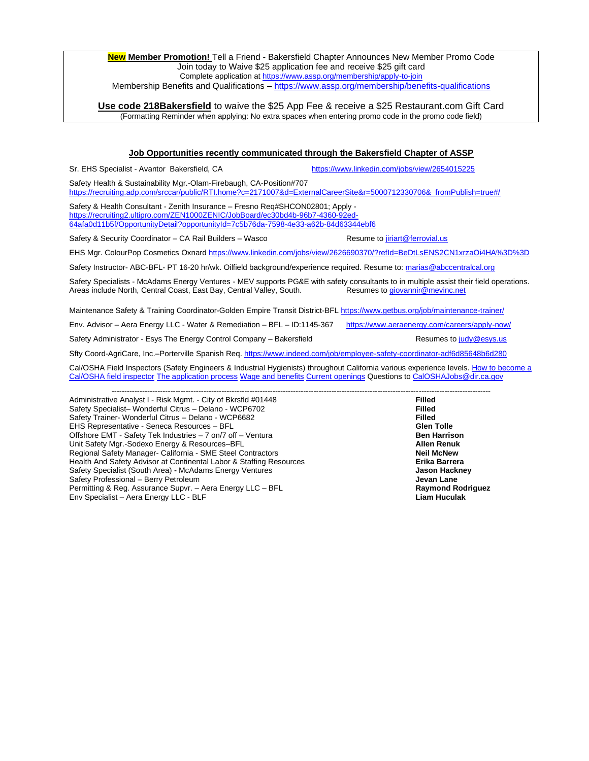**New Member Promotion!** Tell a Friend - Bakersfield Chapter Announces New Member Promo Code
Join today to Waive $25 application fee and receive $25 gift card
Complete application at https://www.assp.org/membership/apply-to-join
Membership Benefits and Qualifications – https://www.assp.org/membership/benefits-qualifications

**Use code 218Bakersfield** to waive the $25 App Fee & receive a $25 Restaurant.com Gift Card
(Formatting Reminder when applying: No extra spaces when entering promo code in the promo code field)

## Job Opportunities recently communicated through the Bakersfield Chapter of ASSP

Sr. EHS Specialist - Avantor Bakersfield, CA https://www.linkedin.com/jobs/view/2654015225

Safety Health & Sustainability Mgr.-Olam-Firebaugh, CA-Position#707
https://recruiting.adp.com/srccar/public/RTI.home?c=2171007&d=ExternalCareerSite&r=5000712330706&_fromPublish=true#/

Safety & Health Consultant - Zenith Insurance – Fresno Req#SHCON02801; Apply - https://recruiting2.ultipro.com/ZEN1000ZENIC/JobBoard/ec30bd4b-96b7-4360-92ed-64afa0d11b5f/OpportunityDetail?opportunityId=7c5b76da-7598-4e33-a62b-84d63344ebf6

Safety & Security Coordinator – CA Rail Builders – Wasco Resume to jiriart@ferrovial.us

EHS Mgr. ColourPop Cosmetics Oxnard https://www.linkedin.com/jobs/view/2626690370/?refId=BeDtLsENS2CN1xrzaOi4HA%3D%3D

Safety Instructor- ABC-BFL- PT 16-20 hr/wk. Oilfield background/experience required. Resume to: marias@abccentralcal.org

Safety Specialists - McAdams Energy Ventures - MEV supports PG&E with safety consultants to in multiple assist their field operations. Areas include North, Central Coast, East Bay, Central Valley, South. Resumes to giovannir@mevinc.net

Maintenance Safety & Training Coordinator-Golden Empire Transit District-BFL https://www.getbus.org/job/maintenance-trainer/

Env. Advisor – Aera Energy LLC - Water & Remediation – BFL – ID:1145-367 https://www.aeraenergy.com/careers/apply-now/

Safety Administrator - Esys The Energy Control Company – Bakersfield Resumes to judy@esys.us

Sfty Coord-AgriCare, Inc.–Porterville Spanish Req. https://www.indeed.com/job/employee-safety-coordinator-adf6d85648b6d280

Cal/OSHA Field Inspectors (Safety Engineers & Industrial Hygienists) throughout California various experience levels. How to become a Cal/OSHA field inspector The application process Wage and benefits Current openings Questions to CalOSHAJobs@dir.ca.gov

---

| | |
|---|---|
| Administrative Analyst I - Risk Mgmt. - City of Bkrsfld #01448 | **Filled** |
| Safety Specialist– Wonderful Citrus – Delano - WCP6702 | **Filled** |
| Safety Trainer- Wonderful Citrus – Delano - WCP6682 | **Filled** |
| EHS Representative - Seneca Resources – BFL | **Glen Tolle** |
| Offshore EMT - Safety Tek Industries – 7 on/7 off – Ventura | **Ben Harrison** |
| Unit Safety Mgr.-Sodexo Energy & Resources–BFL | **Allen Renuk** |
| Regional Safety Manager- California - SME Steel Contractors | **Neil McNew** |
| Health And Safety Advisor at Continental Labor & Staffing Resources | **Erika Barrera** |
| Safety Specialist (South Area) **-** McAdams Energy Ventures | **Jason Hackney** |
| Safety Professional – Berry Petroleum | **Jevan Lane** |
| Permitting & Reg. Assurance Supvr. – Aera Energy LLC – BFL | **Raymond Rodriguez** |
| Env Specialist – Aera Energy LLC - BLF | **Liam Huculak** |